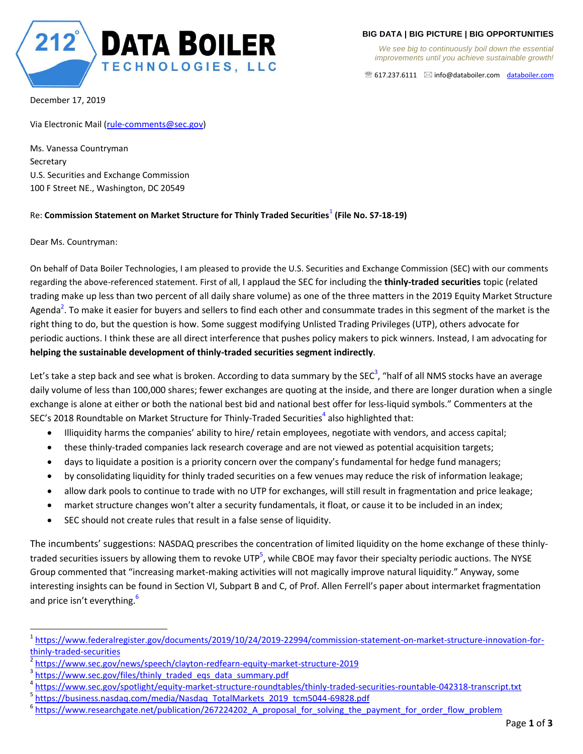**DATA BOILER TECHNOLOGIES, LLC**

**BIG DATA | BIG PICTURE | BIG OPPORTUNITIES**

*We see big to continuously boil down the essential improvements until you achieve sustainable growth!*

☏ 617.237.6111 ✉ info@databoiler.com databoiler.com

December 17, 2019

Via Electronic Mail (rule-comments@sec.gov)

Ms. Vanessa Countryman
Secretary
U.S. Securities and Exchange Commission
100 F Street NE., Washington, DC 20549

Re: **Commission Statement on Market Structure for Thinly Traded Securities**[1] **(File No. S7-18-19)**

Dear Ms. Countryman:

On behalf of Data Boiler Technologies, I am pleased to provide the U.S. Securities and Exchange Commission (SEC) with our comments regarding the above-referenced statement. First of all, I applaud the SEC for including the **thinly-traded securities** topic (related trading make up less than two percent of all daily share volume) as one of the three matters in the 2019 Equity Market Structure Agenda[2]. To make it easier for buyers and sellers to find each other and consummate trades in this segment of the market is the right thing to do, but the question is how. Some suggest modifying Unlisted Trading Privileges (UTP), others advocate for periodic auctions. I think these are all direct interference that pushes policy makers to pick winners. Instead, I am advocating for **helping the sustainable development of thinly-traded securities segment indirectly**.

Let's take a step back and see what is broken. According to data summary by the SEC[3], "half of all NMS stocks have an average daily volume of less than 100,000 shares; fewer exchanges are quoting at the inside, and there are longer duration when a single exchange is alone at either or both the national best bid and national best offer for less-liquid symbols." Commenters at the SEC's 2018 Roundtable on Market Structure for Thinly-Traded Securities[4] also highlighted that:

- Illiquidity harms the companies' ability to hire/ retain employees, negotiate with vendors, and access capital;
- these thinly-traded companies lack research coverage and are not viewed as potential acquisition targets;
- days to liquidate a position is a priority concern over the company's fundamental for hedge fund managers;
- by consolidating liquidity for thinly traded securities on a few venues may reduce the risk of information leakage;
- allow dark pools to continue to trade with no UTP for exchanges, will still result in fragmentation and price leakage;
- market structure changes won't alter a security fundamentals, it float, or cause it to be included in an index;
- SEC should not create rules that result in a false sense of liquidity.

The incumbents' suggestions: NASDAQ prescribes the concentration of limited liquidity on the home exchange of these thinly-traded securities issuers by allowing them to revoke UTP[5], while CBOE may favor their specialty periodic auctions. The NYSE Group commented that "increasing market-making activities will not magically improve natural liquidity." Anyway, some interesting insights can be found in Section VI, Subpart B and C, of Prof. Allen Ferrell's paper about intermarket fragmentation and price isn't everything.[6]

---

[1] https://www.federalregister.gov/documents/2019/10/24/2019-22994/commission-statement-on-market-structure-innovation-for-thinly-traded-securities

[2] https://www.sec.gov/news/speech/clayton-redfearn-equity-market-structure-2019

[3] https://www.sec.gov/files/thinly_traded_eqs_data_summary.pdf

[4] https://www.sec.gov/spotlight/equity-market-structure-roundtables/thinly-traded-securities-rountable-042318-transcript.txt

[5] https://business.nasdaq.com/media/Nasdaq_TotalMarkets_2019_tcm5044-69828.pdf

[6] https://www.researchgate.net/publication/267224202_A_proposal_for_solving_the_payment_for_order_flow_problem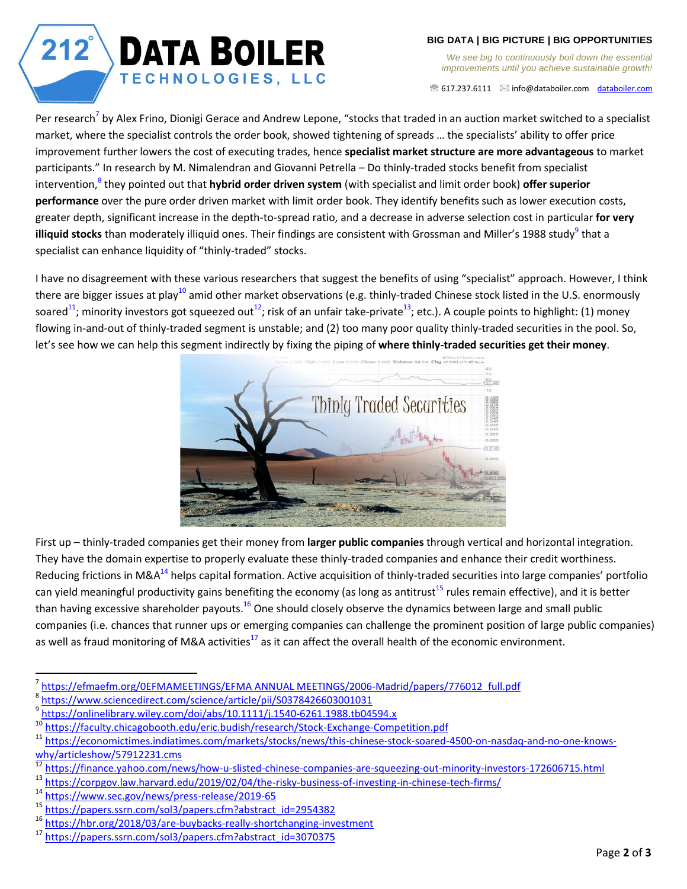Per research[7] by Alex Frino, Dionigi Gerace and Andrew Lepone, "stocks that traded in an auction market switched to a specialist market, where the specialist controls the order book, showed tightening of spreads … the specialists' ability to offer price improvement further lowers the cost of executing trades, hence **specialist market structure are more advantageous** to market participants." In research by M. Nimalendran and Giovanni Petrella – Do thinly-traded stocks benefit from specialist intervention,[8] they pointed out that **hybrid order driven system** (with specialist and limit order book) **offer superior performance** over the pure order driven market with limit order book. They identify benefits such as lower execution costs, greater depth, significant increase in the depth-to-spread ratio, and a decrease in adverse selection cost in particular **for very illiquid stocks** than moderately illiquid ones. Their findings are consistent with Grossman and Miller's 1988 study[9] that a specialist can enhance liquidity of "thinly-traded" stocks.

I have no disagreement with these various researchers that suggest the benefits of using "specialist" approach. However, I think there are bigger issues at play[10] amid other market observations (e.g. thinly-traded Chinese stock listed in the U.S. enormously soared[11]; minority investors got squeezed out[12]; risk of an unfair take-private[13]; etc.). A couple points to highlight: (1) money flowing in-and-out of thinly-traded segment is unstable; and (2) too many poor quality thinly-traded securities in the pool. So, let's see how we can help this segment indirectly by fixing the piping of **where thinly-traded securities get their money**.

First up – thinly-traded companies get their money from **larger public companies** through vertical and horizontal integration. They have the domain expertise to properly evaluate these thinly-traded companies and enhance their credit worthiness. Reducing frictions in M&A[14] helps capital formation. Active acquisition of thinly-traded securities into large companies' portfolio can yield meaningful productivity gains benefiting the economy (as long as antitrust[15] rules remain effective), and it is better than having excessive shareholder payouts.[16] One should closely observe the dynamics between large and small public companies (i.e. chances that runner ups or emerging companies can challenge the prominent position of large public companies) as well as fraud monitoring of M&A activities[17] as it can affect the overall health of the economic environment.

---

[7] https://efmaefm.org/0EFMAMEETINGS/EFMA ANNUAL MEETINGS/2006-Madrid/papers/776012_full.pdf
[8] https://www.sciencedirect.com/science/article/pii/S0378426603001031
[9] https://onlinelibrary.wiley.com/doi/abs/10.1111/j.1540-6261.1988.tb04594.x
[10] https://faculty.chicagobooth.edu/eric.budish/research/Stock-Exchange-Competition.pdf
[11] https://economictimes.indiatimes.com/markets/stocks/news/this-chinese-stock-soared-4500-on-nasdaq-and-no-one-knows-why/articleshow/57912231.cms
[12] https://finance.yahoo.com/news/how-u-slisted-chinese-companies-are-squeezing-out-minority-investors-172606715.html
[13] https://corpgov.law.harvard.edu/2019/02/04/the-risky-business-of-investing-in-chinese-tech-firms/
[14] https://www.sec.gov/news/press-release/2019-65
[15] https://papers.ssrn.com/sol3/papers.cfm?abstract_id=2954382
[16] https://hbr.org/2018/03/are-buybacks-really-shortchanging-investment
[17] https://papers.ssrn.com/sol3/papers.cfm?abstract_id=3070375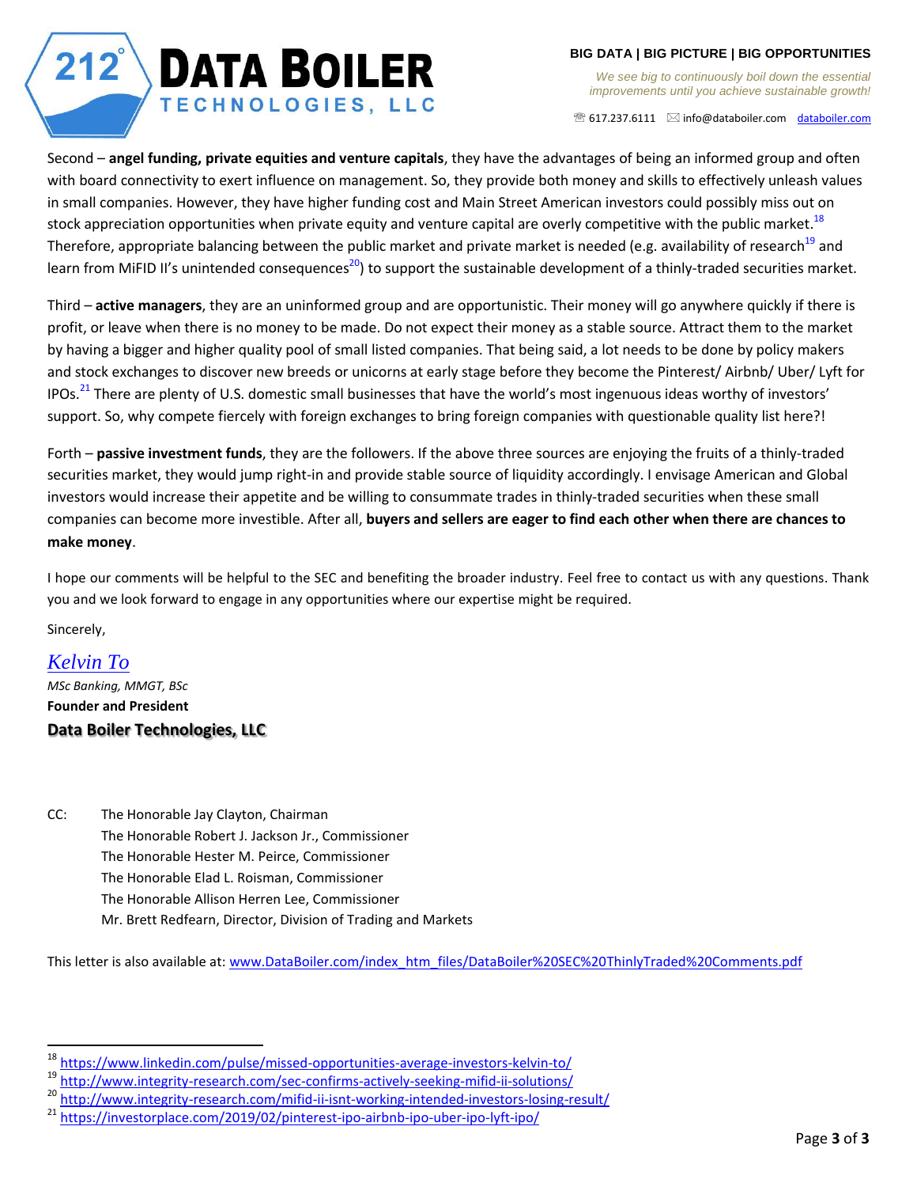Second – **angel funding, private equities and venture capitals**, they have the advantages of being an informed group and often with board connectivity to exert influence on management. So, they provide both money and skills to effectively unleash values in small companies. However, they have higher funding cost and Main Street American investors could possibly miss out on stock appreciation opportunities when private equity and venture capital are overly competitive with the public market.[18] Therefore, appropriate balancing between the public market and private market is needed (e.g. availability of research[19] and learn from MiFID II's unintended consequences[20]) to support the sustainable development of a thinly-traded securities market.

Third – **active managers**, they are an uninformed group and are opportunistic. Their money will go anywhere quickly if there is profit, or leave when there is no money to be made. Do not expect their money as a stable source. Attract them to the market by having a bigger and higher quality pool of small listed companies. That being said, a lot needs to be done by policy makers and stock exchanges to discover new breeds or unicorns at early stage before they become the Pinterest/ Airbnb/ Uber/ Lyft for IPOs.[21] There are plenty of U.S. domestic small businesses that have the world's most ingenuous ideas worthy of investors' support. So, why compete fiercely with foreign exchanges to bring foreign companies with questionable quality list here?!

Forth – **passive investment funds**, they are the followers. If the above three sources are enjoying the fruits of a thinly-traded securities market, they would jump right-in and provide stable source of liquidity accordingly. I envisage American and Global investors would increase their appetite and be willing to consummate trades in thinly-traded securities when these small companies can become more investible. After all, **buyers and sellers are eager to find each other when there are chances to make money**.

I hope our comments will be helpful to the SEC and benefiting the broader industry. Feel free to contact us with any questions. Thank you and we look forward to engage in any opportunities where our expertise might be required.

Sincerely,

*Kelvin To*
*MSc Banking, MMGT, BSc*
**Founder and President**
**Data Boiler Technologies, LLC**

CC: The Honorable Jay Clayton, Chairman
The Honorable Robert J. Jackson Jr., Commissioner
The Honorable Hester M. Peirce, Commissioner
The Honorable Elad L. Roisman, Commissioner
The Honorable Allison Herren Lee, Commissioner
Mr. Brett Redfearn, Director, Division of Trading and Markets

This letter is also available at: www.DataBoiler.com/index_htm_files/DataBoiler%20SEC%20ThinlyTraded%20Comments.pdf

---

[18] https://www.linkedin.com/pulse/missed-opportunities-average-investors-kelvin-to/
[19] http://www.integrity-research.com/sec-confirms-actively-seeking-mifid-ii-solutions/
[20] http://www.integrity-research.com/mifid-ii-isnt-working-intended-investors-losing-result/
[21] https://investorplace.com/2019/02/pinterest-ipo-airbnb-ipo-uber-ipo-lyft-ipo/